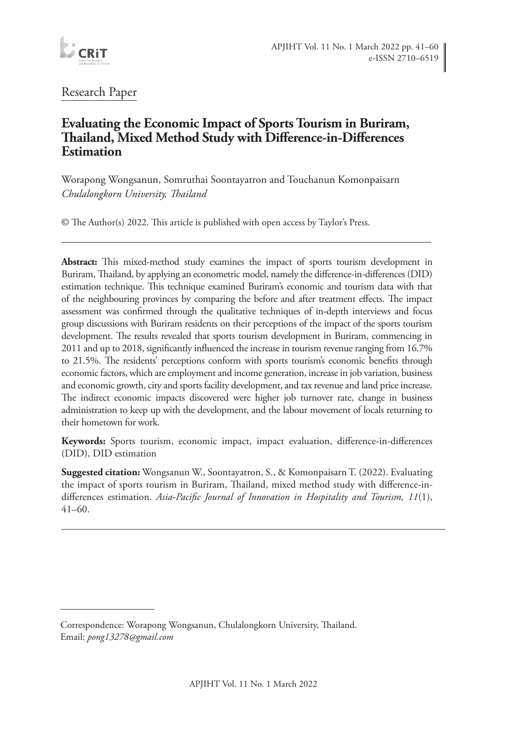Research Paper

# Evaluating the Economic Impact of Sports Tourism in Buriram, Thailand, Mixed Method Study with Difference-in-Differences Estimation

Worapong Wongsanun, Somruthai Soontayatron and Touchanun Komonpaisarn
*Chulalongkorn University, Thailand*

© The Author(s) 2022. This article is published with open access by Taylor's Press.

---

**Abstract:** This mixed-method study examines the impact of sports tourism development in Buriram, Thailand, by applying an econometric model, namely the difference-in-differences (DID) estimation technique. This technique examined Buriram's economic and tourism data with that of the neighbouring provinces by comparing the before and after treatment effects. The impact assessment was confirmed through the qualitative techniques of in-depth interviews and focus group discussions with Buriram residents on their perceptions of the impact of the sports tourism development. The results revealed that sports tourism development in Buriram, commencing in 2011 and up to 2018, significantly influenced the increase in tourism revenue ranging from 16.7% to 21.5%. The residents' perceptions conform with sports tourism's economic benefits through economic factors, which are employment and income generation, increase in job variation, business and economic growth, city and sports facility development, and tax revenue and land price increase. The indirect economic impacts discovered were higher job turnover rate, change in business administration to keep up with the development, and the labour movement of locals returning to their hometown for work.

**Keywords:** Sports tourism, economic impact, impact evaluation, difference-in-differences (DID), DID estimation

**Suggested citation:** Wongsanun W., Soontayatron, S., & Komonpaisarn T. (2022). Evaluating the impact of sports tourism in Buriram, Thailand, mixed method study with difference-in-differences estimation. *Asia-Pacific Journal of Innovation in Hospitality and Tourism, 11*(1), 41–60.

---

Correspondence: Worapong Wongsanun, Chulalongkorn University, Thailand.
Email: *pong13278@gmail.com*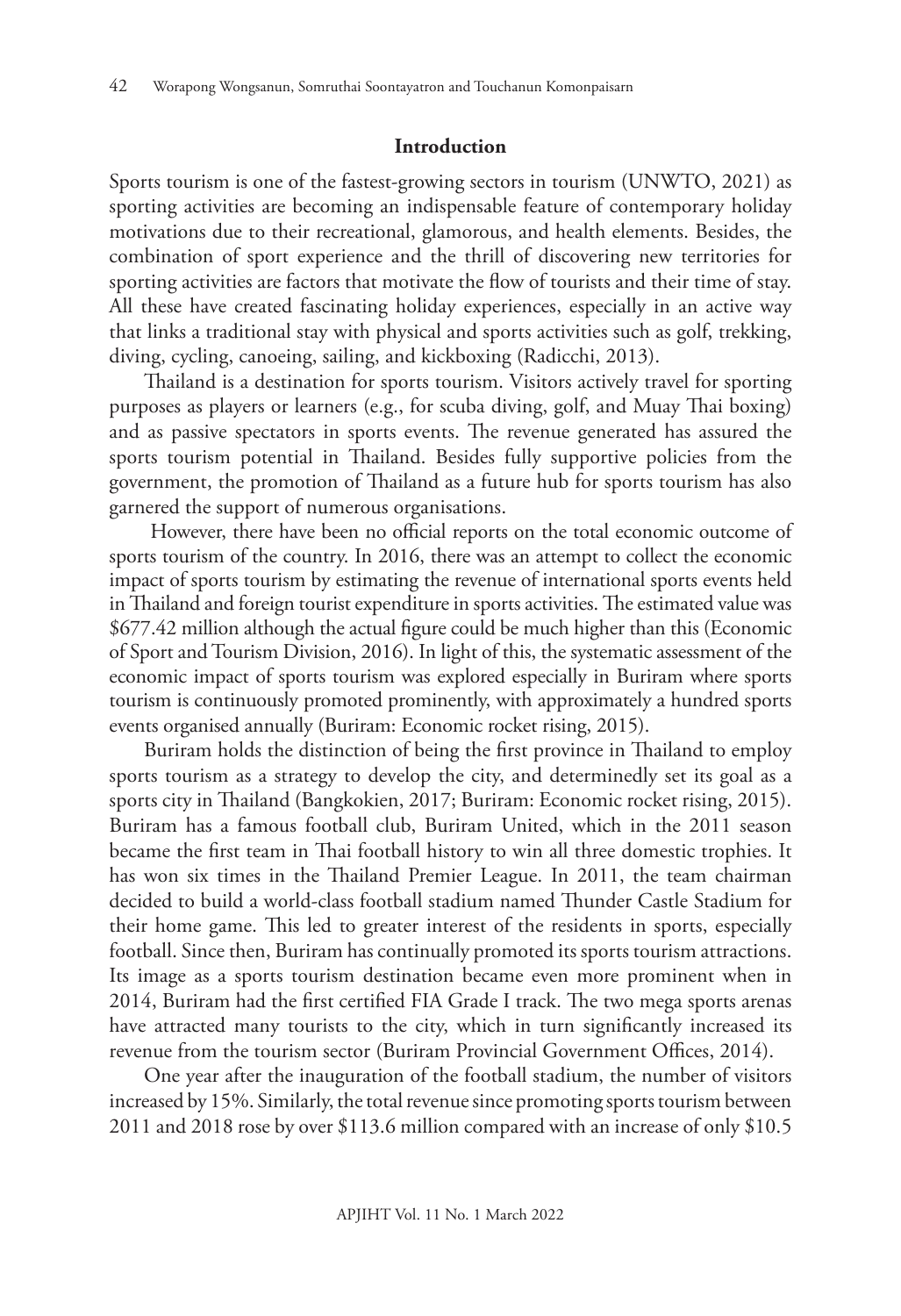## Introduction

Sports tourism is one of the fastest-growing sectors in tourism (UNWTO, 2021) as sporting activities are becoming an indispensable feature of contemporary holiday motivations due to their recreational, glamorous, and health elements. Besides, the combination of sport experience and the thrill of discovering new territories for sporting activities are factors that motivate the flow of tourists and their time of stay. All these have created fascinating holiday experiences, especially in an active way that links a traditional stay with physical and sports activities such as golf, trekking, diving, cycling, canoeing, sailing, and kickboxing (Radicchi, 2013).

Thailand is a destination for sports tourism. Visitors actively travel for sporting purposes as players or learners (e.g., for scuba diving, golf, and Muay Thai boxing) and as passive spectators in sports events. The revenue generated has assured the sports tourism potential in Thailand. Besides fully supportive policies from the government, the promotion of Thailand as a future hub for sports tourism has also garnered the support of numerous organisations.

However, there have been no official reports on the total economic outcome of sports tourism of the country. In 2016, there was an attempt to collect the economic impact of sports tourism by estimating the revenue of international sports events held in Thailand and foreign tourist expenditure in sports activities. The estimated value was $677.42 million although the actual figure could be much higher than this (Economic of Sport and Tourism Division, 2016). In light of this, the systematic assessment of the economic impact of sports tourism was explored especially in Buriram where sports tourism is continuously promoted prominently, with approximately a hundred sports events organised annually (Buriram: Economic rocket rising, 2015).

Buriram holds the distinction of being the first province in Thailand to employ sports tourism as a strategy to develop the city, and determinedly set its goal as a sports city in Thailand (Bangkokien, 2017; Buriram: Economic rocket rising, 2015). Buriram has a famous football club, Buriram United, which in the 2011 season became the first team in Thai football history to win all three domestic trophies. It has won six times in the Thailand Premier League. In 2011, the team chairman decided to build a world-class football stadium named Thunder Castle Stadium for their home game. This led to greater interest of the residents in sports, especially football. Since then, Buriram has continually promoted its sports tourism attractions. Its image as a sports tourism destination became even more prominent when in 2014, Buriram had the first certified FIA Grade I track. The two mega sports arenas have attracted many tourists to the city, which in turn significantly increased its revenue from the tourism sector (Buriram Provincial Government Offices, 2014).

One year after the inauguration of the football stadium, the number of visitors increased by 15%. Similarly, the total revenue since promoting sports tourism between 2011 and 2018 rose by over $113.6 million compared with an increase of only $10.5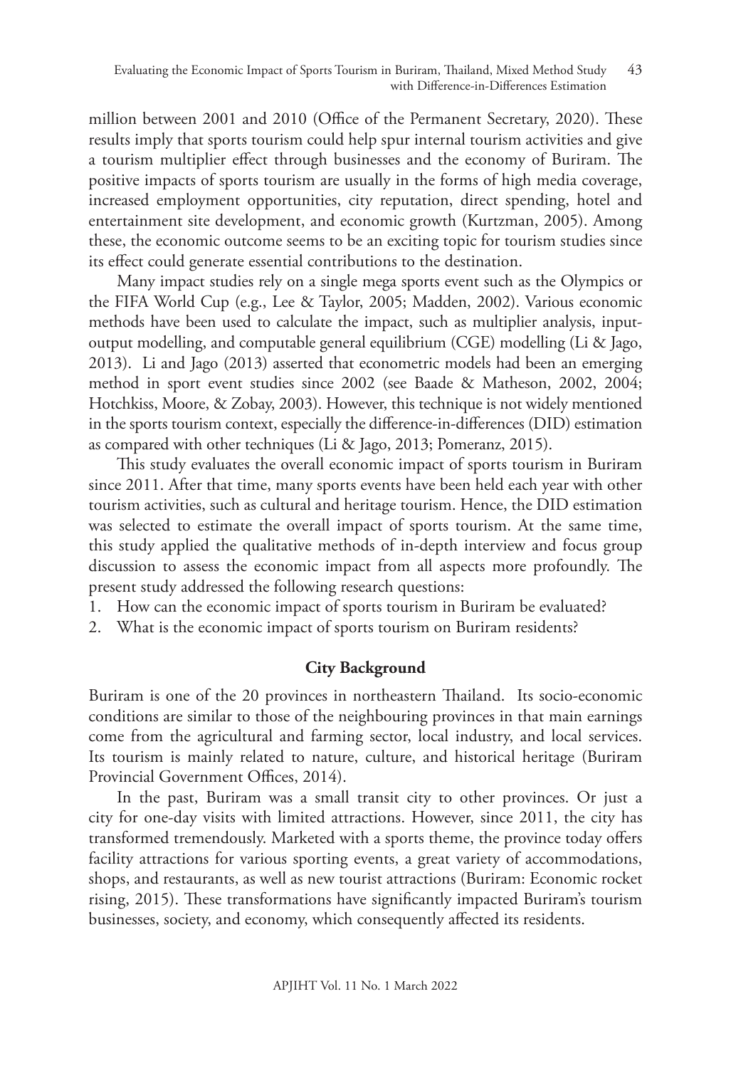million between 2001 and 2010 (Office of the Permanent Secretary, 2020). These results imply that sports tourism could help spur internal tourism activities and give a tourism multiplier effect through businesses and the economy of Buriram. The positive impacts of sports tourism are usually in the forms of high media coverage, increased employment opportunities, city reputation, direct spending, hotel and entertainment site development, and economic growth (Kurtzman, 2005). Among these, the economic outcome seems to be an exciting topic for tourism studies since its effect could generate essential contributions to the destination.

Many impact studies rely on a single mega sports event such as the Olympics or the FIFA World Cup (e.g., Lee & Taylor, 2005; Madden, 2002). Various economic methods have been used to calculate the impact, such as multiplier analysis, input-output modelling, and computable general equilibrium (CGE) modelling (Li & Jago, 2013). Li and Jago (2013) asserted that econometric models had been an emerging method in sport event studies since 2002 (see Baade & Matheson, 2002, 2004; Hotchkiss, Moore, & Zobay, 2003). However, this technique is not widely mentioned in the sports tourism context, especially the difference-in-differences (DID) estimation as compared with other techniques (Li & Jago, 2013; Pomeranz, 2015).

This study evaluates the overall economic impact of sports tourism in Buriram since 2011. After that time, many sports events have been held each year with other tourism activities, such as cultural and heritage tourism. Hence, the DID estimation was selected to estimate the overall impact of sports tourism. At the same time, this study applied the qualitative methods of in-depth interview and focus group discussion to assess the economic impact from all aspects more profoundly. The present study addressed the following research questions:

1. How can the economic impact of sports tourism in Buriram be evaluated?
2. What is the economic impact of sports tourism on Buriram residents?

## City Background

Buriram is one of the 20 provinces in northeastern Thailand. Its socio-economic conditions are similar to those of the neighbouring provinces in that main earnings come from the agricultural and farming sector, local industry, and local services. Its tourism is mainly related to nature, culture, and historical heritage (Buriram Provincial Government Offices, 2014).

In the past, Buriram was a small transit city to other provinces. Or just a city for one-day visits with limited attractions. However, since 2011, the city has transformed tremendously. Marketed with a sports theme, the province today offers facility attractions for various sporting events, a great variety of accommodations, shops, and restaurants, as well as new tourist attractions (Buriram: Economic rocket rising, 2015). These transformations have significantly impacted Buriram's tourism businesses, society, and economy, which consequently affected its residents.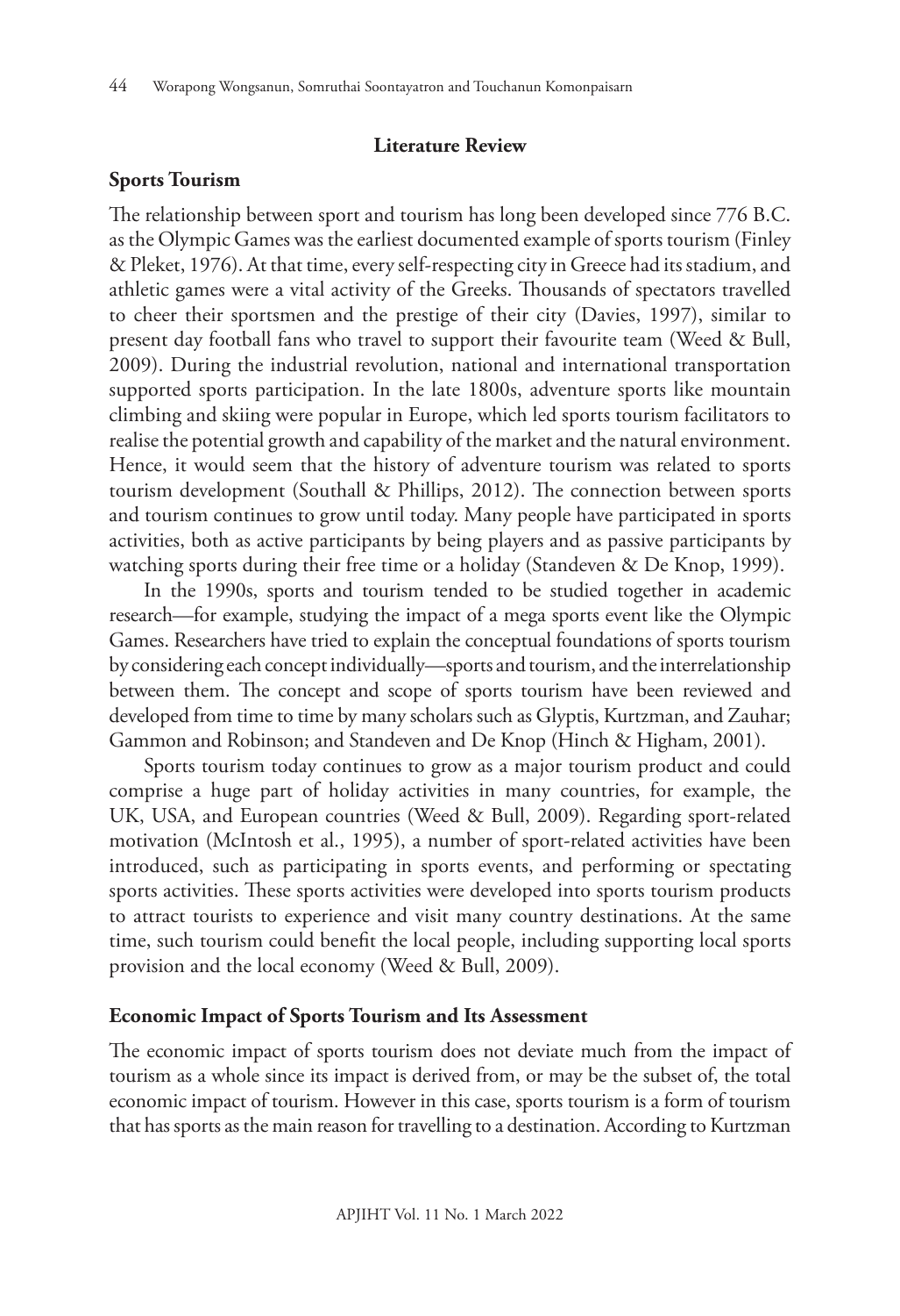## Literature Review

### Sports Tourism

The relationship between sport and tourism has long been developed since 776 B.C. as the Olympic Games was the earliest documented example of sports tourism (Finley & Pleket, 1976). At that time, every self-respecting city in Greece had its stadium, and athletic games were a vital activity of the Greeks. Thousands of spectators travelled to cheer their sportsmen and the prestige of their city (Davies, 1997), similar to present day football fans who travel to support their favourite team (Weed & Bull, 2009). During the industrial revolution, national and international transportation supported sports participation. In the late 1800s, adventure sports like mountain climbing and skiing were popular in Europe, which led sports tourism facilitators to realise the potential growth and capability of the market and the natural environment. Hence, it would seem that the history of adventure tourism was related to sports tourism development (Southall & Phillips, 2012). The connection between sports and tourism continues to grow until today. Many people have participated in sports activities, both as active participants by being players and as passive participants by watching sports during their free time or a holiday (Standeven & De Knop, 1999).

In the 1990s, sports and tourism tended to be studied together in academic research—for example, studying the impact of a mega sports event like the Olympic Games. Researchers have tried to explain the conceptual foundations of sports tourism by considering each concept individually—sports and tourism, and the interrelationship between them. The concept and scope of sports tourism have been reviewed and developed from time to time by many scholars such as Glyptis, Kurtzman, and Zauhar; Gammon and Robinson; and Standeven and De Knop (Hinch & Higham, 2001).

Sports tourism today continues to grow as a major tourism product and could comprise a huge part of holiday activities in many countries, for example, the UK, USA, and European countries (Weed & Bull, 2009). Regarding sport-related motivation (McIntosh et al., 1995), a number of sport-related activities have been introduced, such as participating in sports events, and performing or spectating sports activities. These sports activities were developed into sports tourism products to attract tourists to experience and visit many country destinations. At the same time, such tourism could benefit the local people, including supporting local sports provision and the local economy (Weed & Bull, 2009).

### Economic Impact of Sports Tourism and Its Assessment

The economic impact of sports tourism does not deviate much from the impact of tourism as a whole since its impact is derived from, or may be the subset of, the total economic impact of tourism. However in this case, sports tourism is a form of tourism that has sports as the main reason for travelling to a destination. According to Kurtzman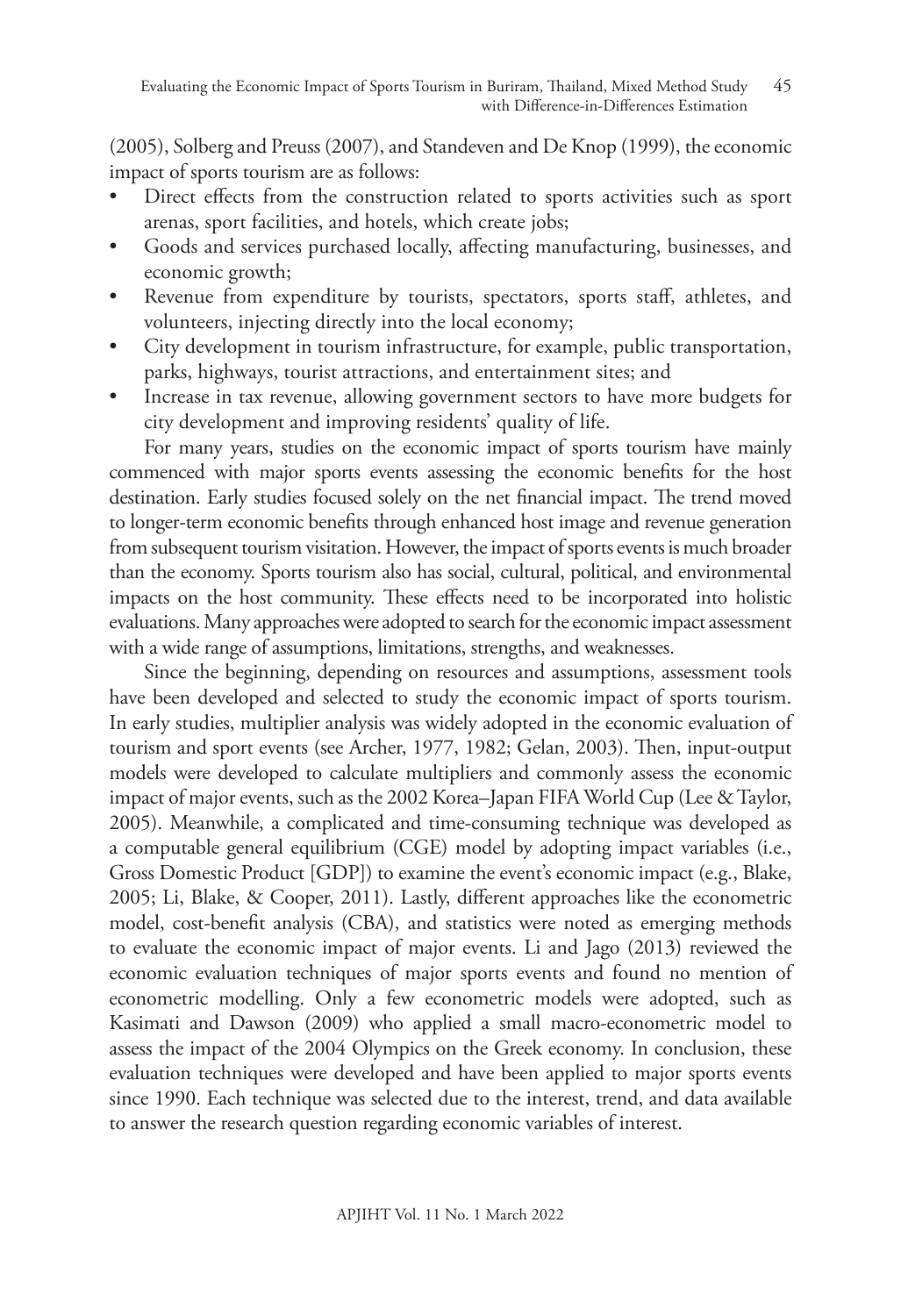(2005), Solberg and Preuss (2007), and Standeven and De Knop (1999), the economic impact of sports tourism are as follows:

- Direct effects from the construction related to sports activities such as sport arenas, sport facilities, and hotels, which create jobs;
- Goods and services purchased locally, affecting manufacturing, businesses, and economic growth;
- Revenue from expenditure by tourists, spectators, sports staff, athletes, and volunteers, injecting directly into the local economy;
- City development in tourism infrastructure, for example, public transportation, parks, highways, tourist attractions, and entertainment sites; and
- Increase in tax revenue, allowing government sectors to have more budgets for city development and improving residents' quality of life.

For many years, studies on the economic impact of sports tourism have mainly commenced with major sports events assessing the economic benefits for the host destination. Early studies focused solely on the net financial impact. The trend moved to longer-term economic benefits through enhanced host image and revenue generation from subsequent tourism visitation. However, the impact of sports events is much broader than the economy. Sports tourism also has social, cultural, political, and environmental impacts on the host community. These effects need to be incorporated into holistic evaluations. Many approaches were adopted to search for the economic impact assessment with a wide range of assumptions, limitations, strengths, and weaknesses.

Since the beginning, depending on resources and assumptions, assessment tools have been developed and selected to study the economic impact of sports tourism. In early studies, multiplier analysis was widely adopted in the economic evaluation of tourism and sport events (see Archer, 1977, 1982; Gelan, 2003). Then, input-output models were developed to calculate multipliers and commonly assess the economic impact of major events, such as the 2002 Korea–Japan FIFA World Cup (Lee & Taylor, 2005). Meanwhile, a complicated and time-consuming technique was developed as a computable general equilibrium (CGE) model by adopting impact variables (i.e., Gross Domestic Product [GDP]) to examine the event's economic impact (e.g., Blake, 2005; Li, Blake, & Cooper, 2011). Lastly, different approaches like the econometric model, cost-benefit analysis (CBA), and statistics were noted as emerging methods to evaluate the economic impact of major events. Li and Jago (2013) reviewed the economic evaluation techniques of major sports events and found no mention of econometric modelling. Only a few econometric models were adopted, such as Kasimati and Dawson (2009) who applied a small macro-econometric model to assess the impact of the 2004 Olympics on the Greek economy. In conclusion, these evaluation techniques were developed and have been applied to major sports events since 1990. Each technique was selected due to the interest, trend, and data available to answer the research question regarding economic variables of interest.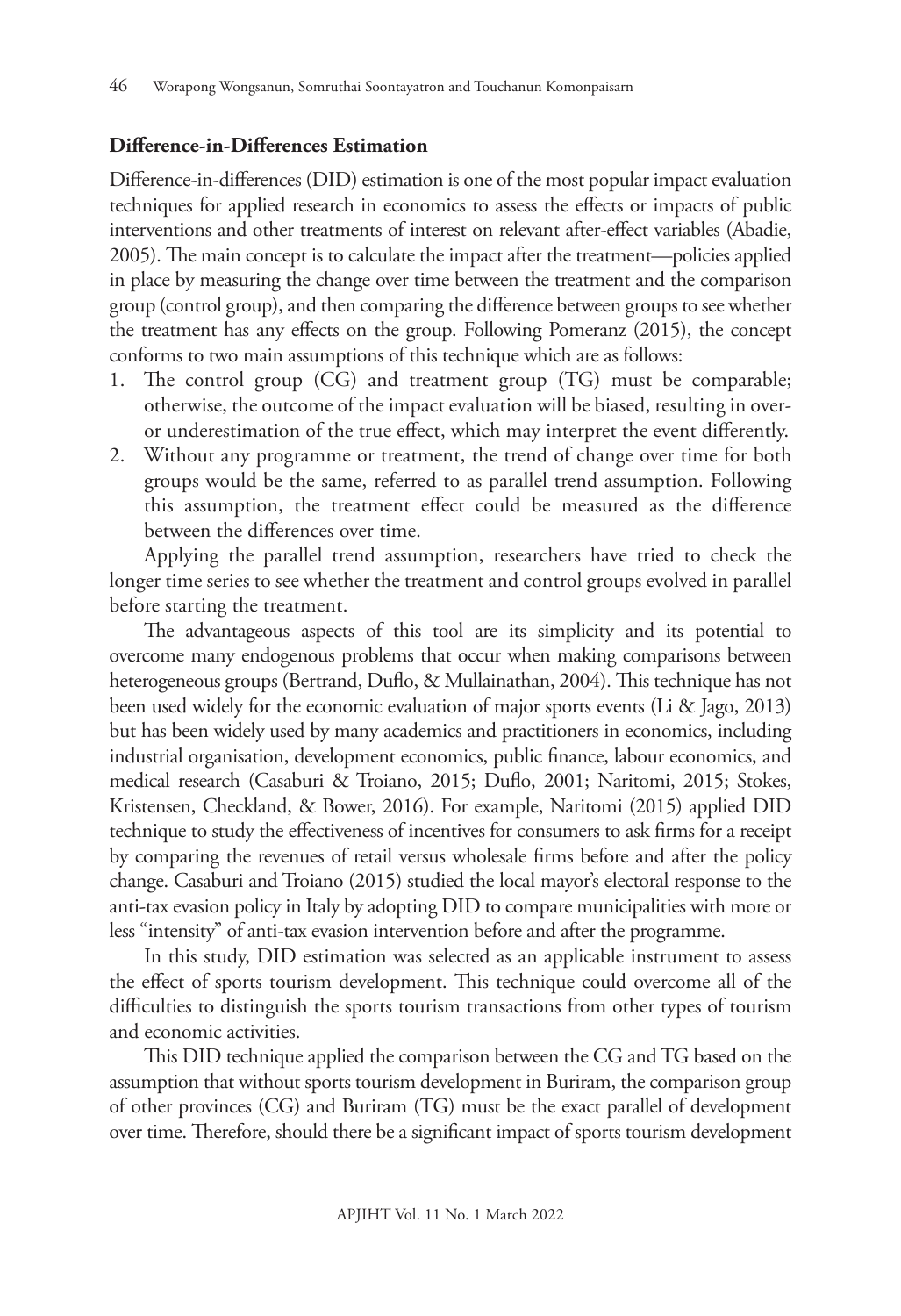**Difference-in-Differences Estimation**

Difference-in-differences (DID) estimation is one of the most popular impact evaluation techniques for applied research in economics to assess the effects or impacts of public interventions and other treatments of interest on relevant after-effect variables (Abadie, 2005). The main concept is to calculate the impact after the treatment—policies applied in place by measuring the change over time between the treatment and the comparison group (control group), and then comparing the difference between groups to see whether the treatment has any effects on the group. Following Pomeranz (2015), the concept conforms to two main assumptions of this technique which are as follows:

1. The control group (CG) and treatment group (TG) must be comparable; otherwise, the outcome of the impact evaluation will be biased, resulting in over- or underestimation of the true effect, which may interpret the event differently.
2. Without any programme or treatment, the trend of change over time for both groups would be the same, referred to as parallel trend assumption. Following this assumption, the treatment effect could be measured as the difference between the differences over time.

Applying the parallel trend assumption, researchers have tried to check the longer time series to see whether the treatment and control groups evolved in parallel before starting the treatment.

The advantageous aspects of this tool are its simplicity and its potential to overcome many endogenous problems that occur when making comparisons between heterogeneous groups (Bertrand, Duflo, & Mullainathan, 2004). This technique has not been used widely for the economic evaluation of major sports events (Li & Jago, 2013) but has been widely used by many academics and practitioners in economics, including industrial organisation, development economics, public finance, labour economics, and medical research (Casaburi & Troiano, 2015; Duflo, 2001; Naritomi, 2015; Stokes, Kristensen, Checkland, & Bower, 2016). For example, Naritomi (2015) applied DID technique to study the effectiveness of incentives for consumers to ask firms for a receipt by comparing the revenues of retail versus wholesale firms before and after the policy change. Casaburi and Troiano (2015) studied the local mayor's electoral response to the anti-tax evasion policy in Italy by adopting DID to compare municipalities with more or less "intensity" of anti-tax evasion intervention before and after the programme.

In this study, DID estimation was selected as an applicable instrument to assess the effect of sports tourism development. This technique could overcome all of the difficulties to distinguish the sports tourism transactions from other types of tourism and economic activities.

This DID technique applied the comparison between the CG and TG based on the assumption that without sports tourism development in Buriram, the comparison group of other provinces (CG) and Buriram (TG) must be the exact parallel of development over time. Therefore, should there be a significant impact of sports tourism development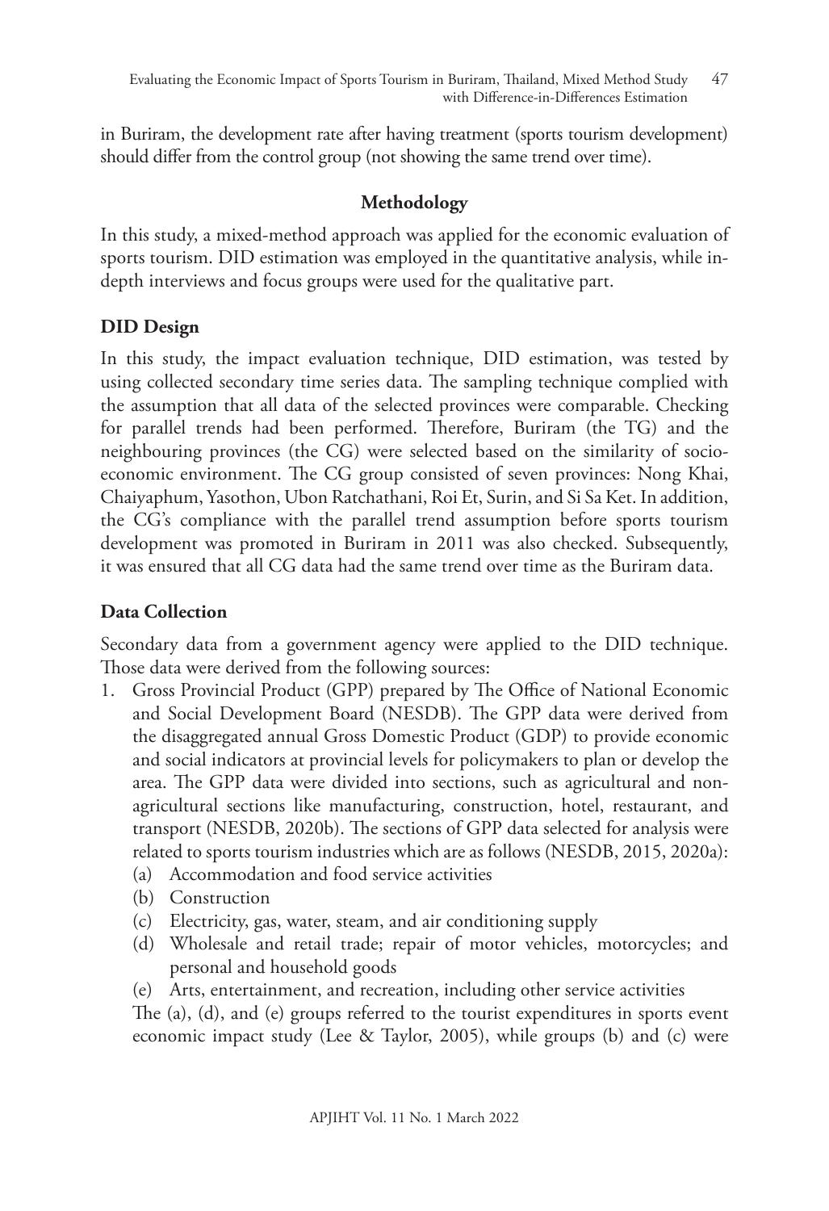in Buriram, the development rate after having treatment (sports tourism development) should differ from the control group (not showing the same trend over time).

## Methodology

In this study, a mixed-method approach was applied for the economic evaluation of sports tourism. DID estimation was employed in the quantitative analysis, while in-depth interviews and focus groups were used for the qualitative part.

### DID Design

In this study, the impact evaluation technique, DID estimation, was tested by using collected secondary time series data. The sampling technique complied with the assumption that all data of the selected provinces were comparable. Checking for parallel trends had been performed. Therefore, Buriram (the TG) and the neighbouring provinces (the CG) were selected based on the similarity of socio-economic environment. The CG group consisted of seven provinces: Nong Khai, Chaiyaphum, Yasothon, Ubon Ratchathani, Roi Et, Surin, and Si Sa Ket. In addition, the CG's compliance with the parallel trend assumption before sports tourism development was promoted in Buriram in 2011 was also checked. Subsequently, it was ensured that all CG data had the same trend over time as the Buriram data.

### Data Collection

Secondary data from a government agency were applied to the DID technique. Those data were derived from the following sources:

1. Gross Provincial Product (GPP) prepared by The Office of National Economic and Social Development Board (NESDB). The GPP data were derived from the disaggregated annual Gross Domestic Product (GDP) to provide economic and social indicators at provincial levels for policymakers to plan or develop the area. The GPP data were divided into sections, such as agricultural and non-agricultural sections like manufacturing, construction, hotel, restaurant, and transport (NESDB, 2020b). The sections of GPP data selected for analysis were related to sports tourism industries which are as follows (NESDB, 2015, 2020a):
   (a) Accommodation and food service activities
   (b) Construction
   (c) Electricity, gas, water, steam, and air conditioning supply
   (d) Wholesale and retail trade; repair of motor vehicles, motorcycles; and personal and household goods
   (e) Arts, entertainment, and recreation, including other service activities

   The (a), (d), and (e) groups referred to the tourist expenditures in sports event economic impact study (Lee & Taylor, 2005), while groups (b) and (c) were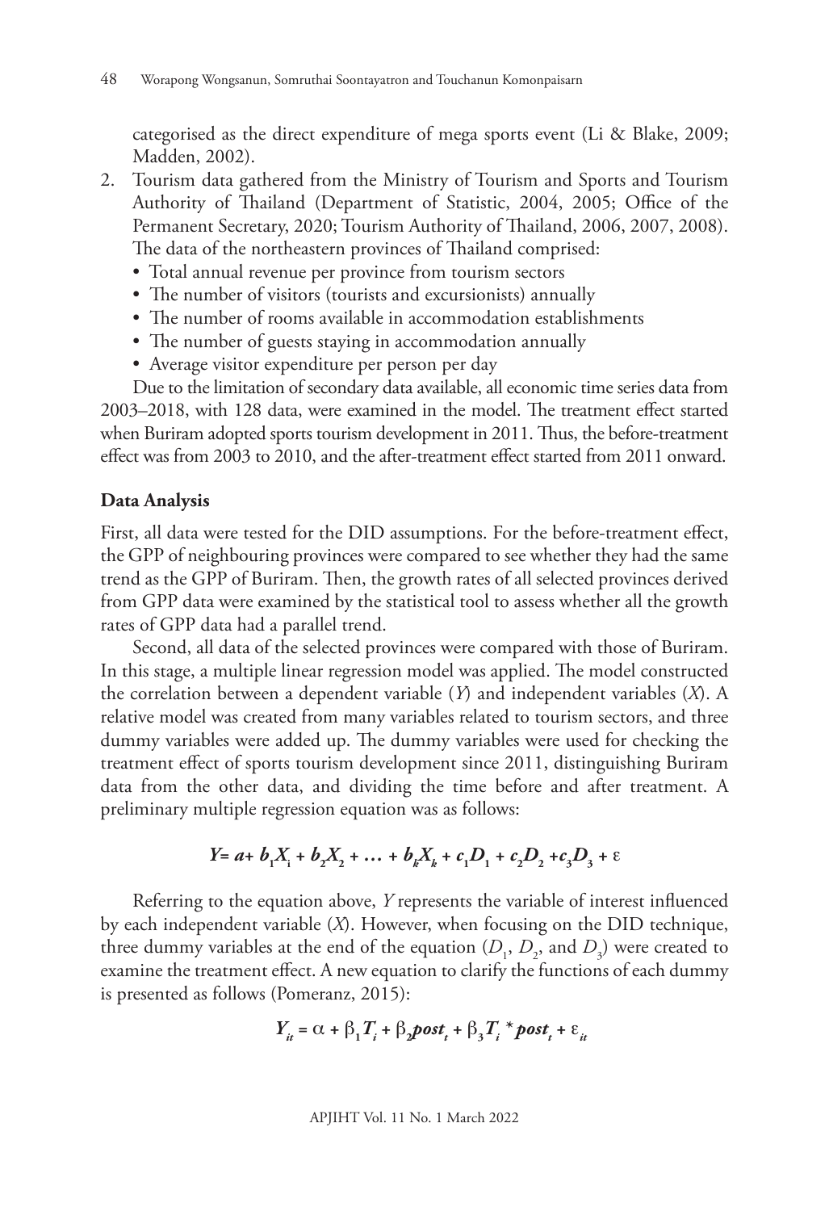categorised as the direct expenditure of mega sports event (Li & Blake, 2009; Madden, 2002).

2. Tourism data gathered from the Ministry of Tourism and Sports and Tourism Authority of Thailand (Department of Statistic, 2004, 2005; Office of the Permanent Secretary, 2020; Tourism Authority of Thailand, 2006, 2007, 2008). The data of the northeastern provinces of Thailand comprised:
   - Total annual revenue per province from tourism sectors
   - The number of visitors (tourists and excursionists) annually
   - The number of rooms available in accommodation establishments
   - The number of guests staying in accommodation annually
   - Average visitor expenditure per person per day

   Due to the limitation of secondary data available, all economic time series data from 2003–2018, with 128 data, were examined in the model. The treatment effect started when Buriram adopted sports tourism development in 2011. Thus, the before-treatment effect was from 2003 to 2010, and the after-treatment effect started from 2011 onward.

**Data Analysis**

First, all data were tested for the DID assumptions. For the before-treatment effect, the GPP of neighbouring provinces were compared to see whether they had the same trend as the GPP of Buriram. Then, the growth rates of all selected provinces derived from GPP data were examined by the statistical tool to assess whether all the growth rates of GPP data had a parallel trend.

Second, all data of the selected provinces were compared with those of Buriram. In this stage, a multiple linear regression model was applied. The model constructed the correlation between a dependent variable ($Y$) and independent variables ($X$). A relative model was created from many variables related to tourism sectors, and three dummy variables were added up. The dummy variables were used for checking the treatment effect of sports tourism development since 2011, distinguishing Buriram data from the other data, and dividing the time before and after treatment. A preliminary multiple regression equation was as follows:

$$Y = a + b_1X_1 + b_2X_2 + \ldots + b_kX_k + c_1D_1 + c_2D_2 + c_3D_3 + \varepsilon$$

Referring to the equation above, $Y$ represents the variable of interest influenced by each independent variable ($X$). However, when focusing on the DID technique, three dummy variables at the end of the equation ($D_1$, $D_2$, and $D_3$) were created to examine the treatment effect. A new equation to clarify the functions of each dummy is presented as follows (Pomeranz, 2015):

$$Y_{it} = \alpha + \beta_1 T_i + \beta_2 post_t + \beta_3 T_i * post_t + \varepsilon_{it}$$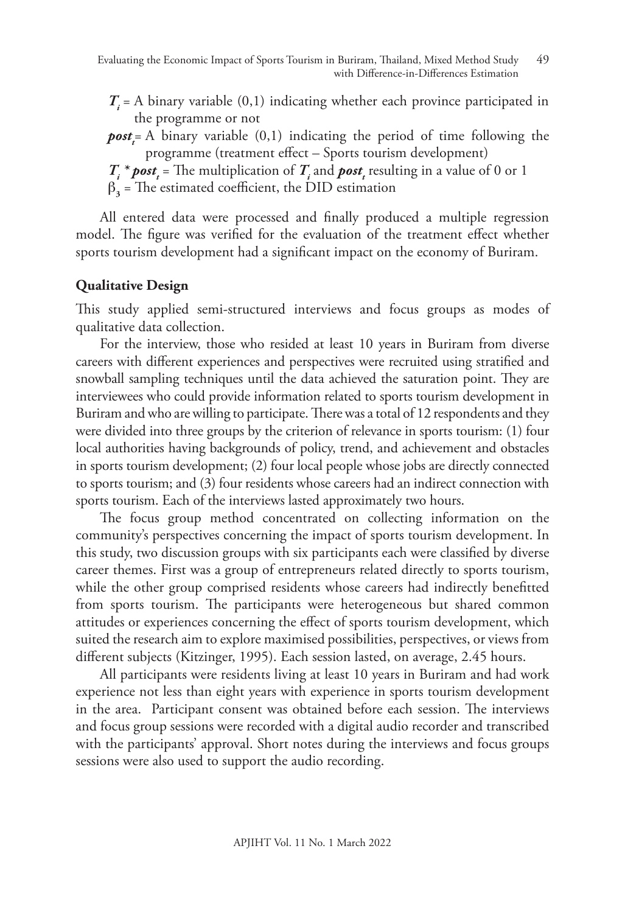$T_i$ = A binary variable (0,1) indicating whether each province participated in the programme or not

$post_t$ = A binary variable (0,1) indicating the period of time following the programme (treatment effect – Sports tourism development)

$T_i * post_t$ = The multiplication of $T_i$ and $post_t$ resulting in a value of 0 or 1

$\beta_3$ = The estimated coefficient, the DID estimation

All entered data were processed and finally produced a multiple regression model. The figure was verified for the evaluation of the treatment effect whether sports tourism development had a significant impact on the economy of Buriram.

## Qualitative Design

This study applied semi-structured interviews and focus groups as modes of qualitative data collection.

For the interview, those who resided at least 10 years in Buriram from diverse careers with different experiences and perspectives were recruited using stratified and snowball sampling techniques until the data achieved the saturation point. They are interviewees who could provide information related to sports tourism development in Buriram and who are willing to participate. There was a total of 12 respondents and they were divided into three groups by the criterion of relevance in sports tourism: (1) four local authorities having backgrounds of policy, trend, and achievement and obstacles in sports tourism development; (2) four local people whose jobs are directly connected to sports tourism; and (3) four residents whose careers had an indirect connection with sports tourism. Each of the interviews lasted approximately two hours.

The focus group method concentrated on collecting information on the community's perspectives concerning the impact of sports tourism development. In this study, two discussion groups with six participants each were classified by diverse career themes. First was a group of entrepreneurs related directly to sports tourism, while the other group comprised residents whose careers had indirectly benefitted from sports tourism. The participants were heterogeneous but shared common attitudes or experiences concerning the effect of sports tourism development, which suited the research aim to explore maximised possibilities, perspectives, or views from different subjects (Kitzinger, 1995). Each session lasted, on average, 2.45 hours.

All participants were residents living at least 10 years in Buriram and had work experience not less than eight years with experience in sports tourism development in the area. Participant consent was obtained before each session. The interviews and focus group sessions were recorded with a digital audio recorder and transcribed with the participants' approval. Short notes during the interviews and focus groups sessions were also used to support the audio recording.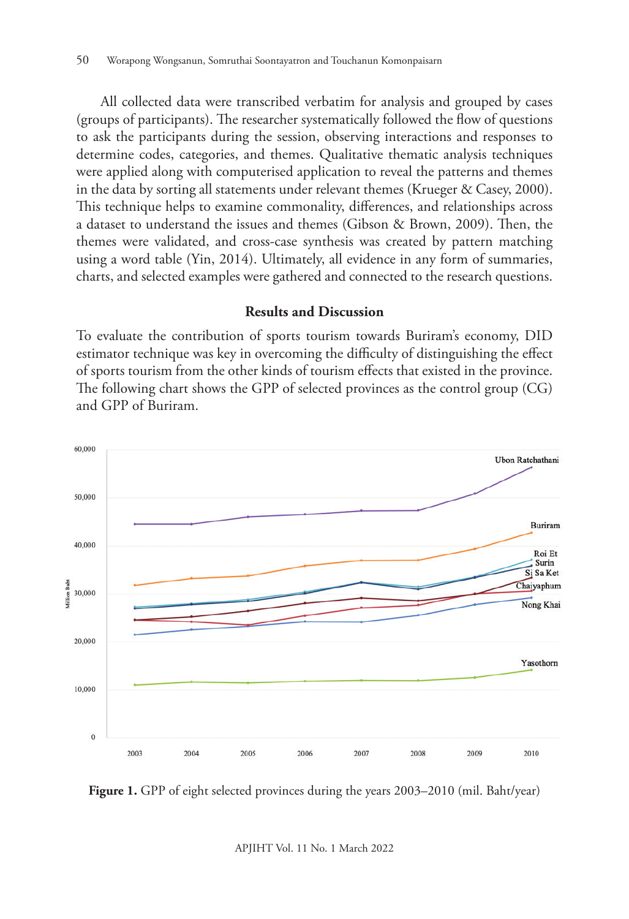All collected data were transcribed verbatim for analysis and grouped by cases (groups of participants). The researcher systematically followed the flow of questions to ask the participants during the session, observing interactions and responses to determine codes, categories, and themes. Qualitative thematic analysis techniques were applied along with computerised application to reveal the patterns and themes in the data by sorting all statements under relevant themes (Krueger & Casey, 2000). This technique helps to examine commonality, differences, and relationships across a dataset to understand the issues and themes (Gibson & Brown, 2009). Then, the themes were validated, and cross-case synthesis was created by pattern matching using a word table (Yin, 2014). Ultimately, all evidence in any form of summaries, charts, and selected examples were gathered and connected to the research questions.

## Results and Discussion

To evaluate the contribution of sports tourism towards Buriram's economy, DID estimator technique was key in overcoming the difficulty of distinguishing the effect of sports tourism from the other kinds of tourism effects that existed in the province. The following chart shows the GPP of selected provinces as the control group (CG) and GPP of Buriram.

**Figure 1.** GPP of eight selected provinces during the years 2003–2010 (mil. Baht/year)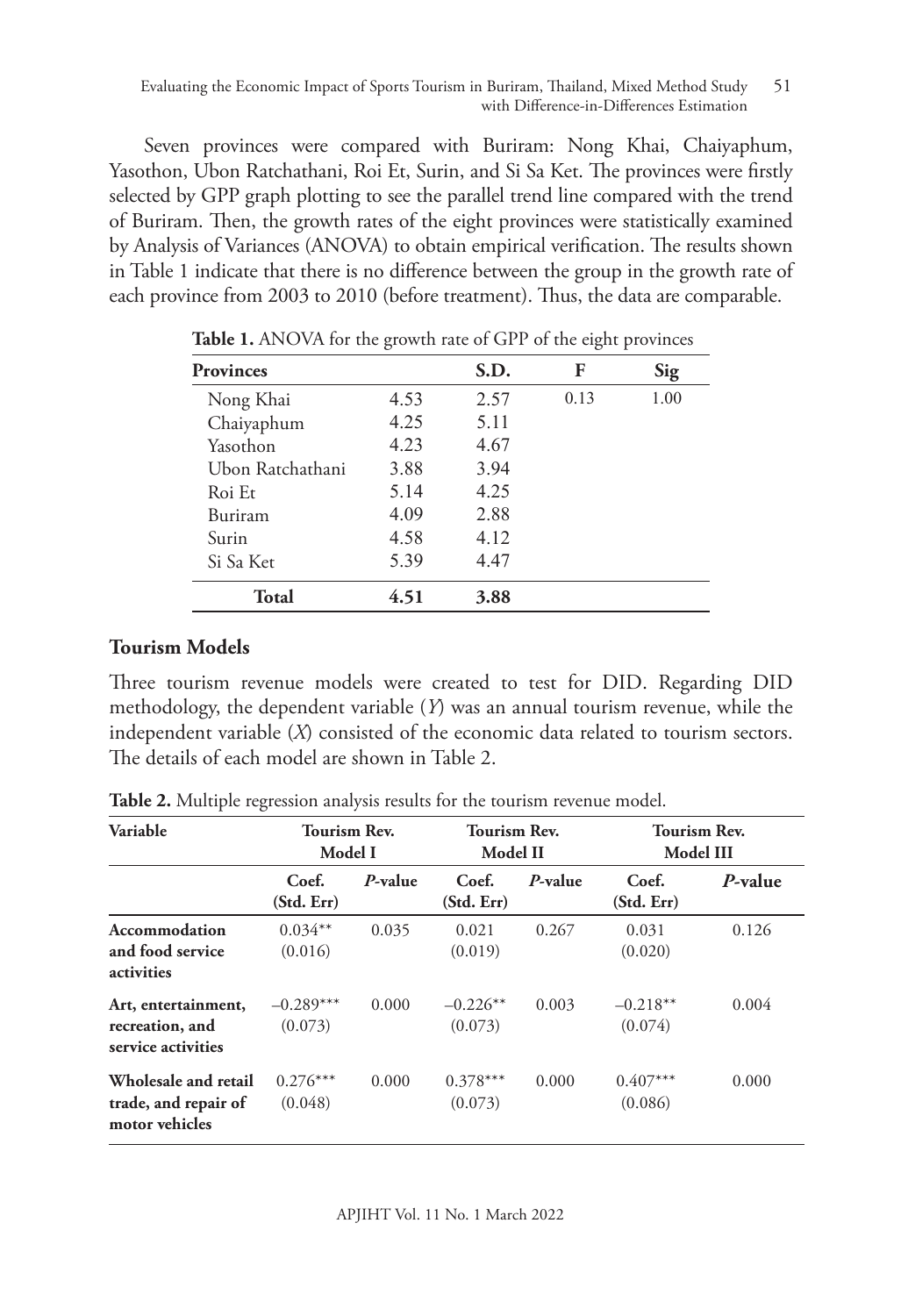Seven provinces were compared with Buriram: Nong Khai, Chaiyaphum, Yasothon, Ubon Ratchathani, Roi Et, Surin, and Si Sa Ket. The provinces were firstly selected by GPP graph plotting to see the parallel trend line compared with the trend of Buriram. Then, the growth rates of the eight provinces were statistically examined by Analysis of Variances (ANOVA) to obtain empirical verification. The results shown in Table 1 indicate that there is no difference between the group in the growth rate of each province from 2003 to 2010 (before treatment). Thus, the data are comparable.

**Table 1.** ANOVA for the growth rate of GPP of the eight provinces

| **Provinces** | | **S.D.** | **F** | **Sig** |
|---|---|---|---|---|
| Nong Khai | 4.53 | 2.57 | 0.13 | 1.00 |
| Chaiyaphum | 4.25 | 5.11 | | |
| Yasothon | 4.23 | 4.67 | | |
| Ubon Ratchathani | 3.88 | 3.94 | | |
| Roi Et | 5.14 | 4.25 | | |
| Buriram | 4.09 | 2.88 | | |
| Surin | 4.58 | 4.12 | | |
| Si Sa Ket | 5.39 | 4.47 | | |
| **Total** | **4.51** | **3.88** | | |

## Tourism Models

Three tourism revenue models were created to test for DID. Regarding DID methodology, the dependent variable (*Y*) was an annual tourism revenue, while the independent variable (*X*) consisted of the economic data related to tourism sectors. The details of each model are shown in Table 2.

**Table 2.** Multiple regression analysis results for the tourism revenue model.

| **Variable** | **Tourism Rev. Model I** | | **Tourism Rev. Model II** | | **Tourism Rev. Model III** | |
|---|---|---|---|---|---|---|
| | **Coef. (Std. Err)** | ***P*-value** | **Coef. (Std. Err)** | ***P*-value** | **Coef. (Std. Err)** | ***P*-value** |
| **Accommodation and food service activities** | 0.034** (0.016) | 0.035 | 0.021 (0.019) | 0.267 | 0.031 (0.020) | 0.126 |
| **Art, entertainment, recreation, and service activities** | –0.289*** (0.073) | 0.000 | –0.226** (0.073) | 0.003 | –0.218** (0.074) | 0.004 |
| **Wholesale and retail trade, and repair of motor vehicles** | 0.276*** (0.048) | 0.000 | 0.378*** (0.073) | 0.000 | 0.407*** (0.086) | 0.000 |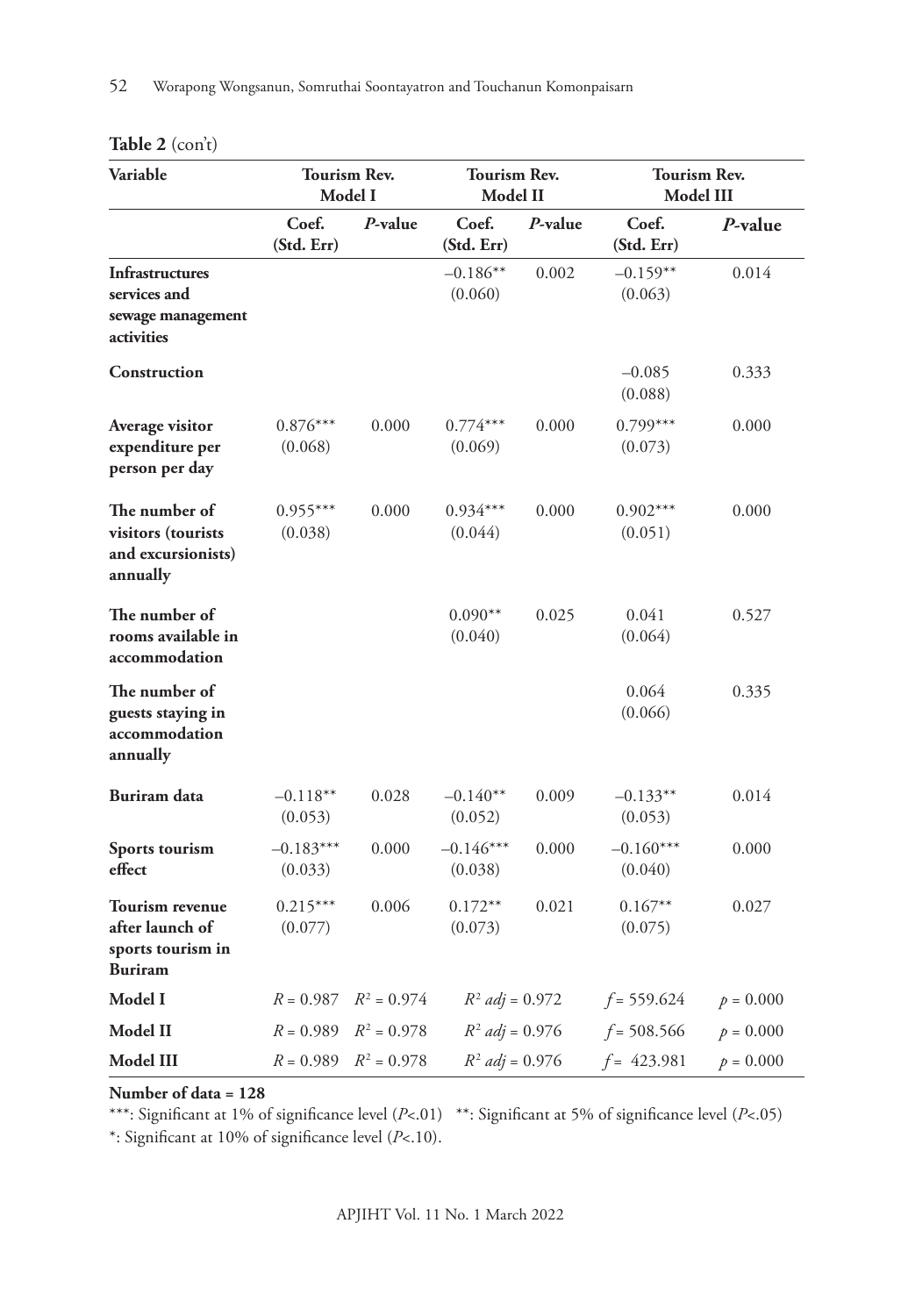**Table 2** (con't)

| Variable | Tourism Rev. Model I | | Tourism Rev. Model II | | Tourism Rev. Model III | |
|---|---|---|---|---|---|---|
| | Coef. (Std. Err) | *P*-value | Coef. (Std. Err) | *P*-value | Coef. (Std. Err) | *P*-value |
| **Infrastructures services and sewage management activities** | | | –0.186** (0.060) | 0.002 | –0.159** (0.063) | 0.014 |
| **Construction** | | | | | –0.085 (0.088) | 0.333 |
| **Average visitor expenditure per person per day** | 0.876*** (0.068) | 0.000 | 0.774*** (0.069) | 0.000 | 0.799*** (0.073) | 0.000 |
| **The number of visitors (tourists and excursionists) annually** | 0.955*** (0.038) | 0.000 | 0.934*** (0.044) | 0.000 | 0.902*** (0.051) | 0.000 |
| **The number of rooms available in accommodation** | | | 0.090** (0.040) | 0.025 | 0.041 (0.064) | 0.527 |
| **The number of guests staying in accommodation annually** | | | | | 0.064 (0.066) | 0.335 |
| **Buriram data** | –0.118** (0.053) | 0.028 | –0.140** (0.052) | 0.009 | –0.133** (0.053) | 0.014 |
| **Sports tourism effect** | –0.183*** (0.033) | 0.000 | –0.146*** (0.038) | 0.000 | –0.160*** (0.040) | 0.000 |
| **Tourism revenue after launch of sports tourism in Buriram** | 0.215*** (0.077) | 0.006 | 0.172** (0.073) | 0.021 | 0.167** (0.075) | 0.027 |
| **Model I** | $R = 0.987$ | $R^2 = 0.974$ | $R^2$ *adj* = 0.972 | | $f = 559.624$ | $p = 0.000$ |
| **Model II** | $R = 0.989$ | $R^2 = 0.978$ | $R^2$ *adj* = 0.976 | | $f = 508.566$ | $p = 0.000$ |
| **Model III** | $R = 0.989$ | $R^2 = 0.978$ | $R^2$ *adj* = 0.976 | | $f = 423.981$ | $p = 0.000$ |

**Number of data = 128**

***: Significant at 1% of significance level ($P<.01$) **: Significant at 5% of significance level ($P<.05$)
*: Significant at 10% of significance level ($P<.10$).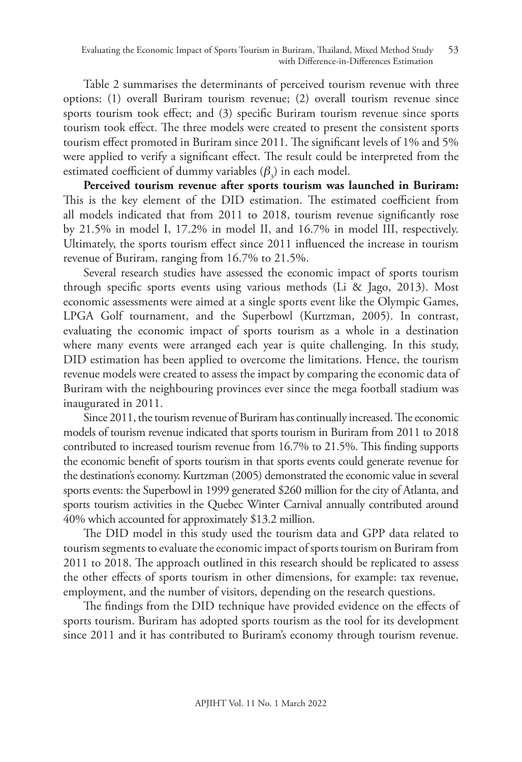Table 2 summarises the determinants of perceived tourism revenue with three options: (1) overall Buriram tourism revenue; (2) overall tourism revenue since sports tourism took effect; and (3) specific Buriram tourism revenue since sports tourism took effect. The three models were created to present the consistent sports tourism effect promoted in Buriram since 2011. The significant levels of 1% and 5% were applied to verify a significant effect. The result could be interpreted from the estimated coefficient of dummy variables ($\beta_3$) in each model.

**Perceived tourism revenue after sports tourism was launched in Buriram:** This is the key element of the DID estimation. The estimated coefficient from all models indicated that from 2011 to 2018, tourism revenue significantly rose by 21.5% in model I, 17.2% in model II, and 16.7% in model III, respectively. Ultimately, the sports tourism effect since 2011 influenced the increase in tourism revenue of Buriram, ranging from 16.7% to 21.5%.

Several research studies have assessed the economic impact of sports tourism through specific sports events using various methods (Li & Jago, 2013). Most economic assessments were aimed at a single sports event like the Olympic Games, LPGA Golf tournament, and the Superbowl (Kurtzman, 2005). In contrast, evaluating the economic impact of sports tourism as a whole in a destination where many events were arranged each year is quite challenging. In this study, DID estimation has been applied to overcome the limitations. Hence, the tourism revenue models were created to assess the impact by comparing the economic data of Buriram with the neighbouring provinces ever since the mega football stadium was inaugurated in 2011.

Since 2011, the tourism revenue of Buriram has continually increased. The economic models of tourism revenue indicated that sports tourism in Buriram from 2011 to 2018 contributed to increased tourism revenue from 16.7% to 21.5%. This finding supports the economic benefit of sports tourism in that sports events could generate revenue for the destination's economy. Kurtzman (2005) demonstrated the economic value in several sports events: the Superbowl in 1999 generated \$260 million for the city of Atlanta, and sports tourism activities in the Quebec Winter Carnival annually contributed around 40% which accounted for approximately \$13.2 million.

The DID model in this study used the tourism data and GPP data related to tourism segments to evaluate the economic impact of sports tourism on Buriram from 2011 to 2018. The approach outlined in this research should be replicated to assess the other effects of sports tourism in other dimensions, for example: tax revenue, employment, and the number of visitors, depending on the research questions.

The findings from the DID technique have provided evidence on the effects of sports tourism. Buriram has adopted sports tourism as the tool for its development since 2011 and it has contributed to Buriram's economy through tourism revenue.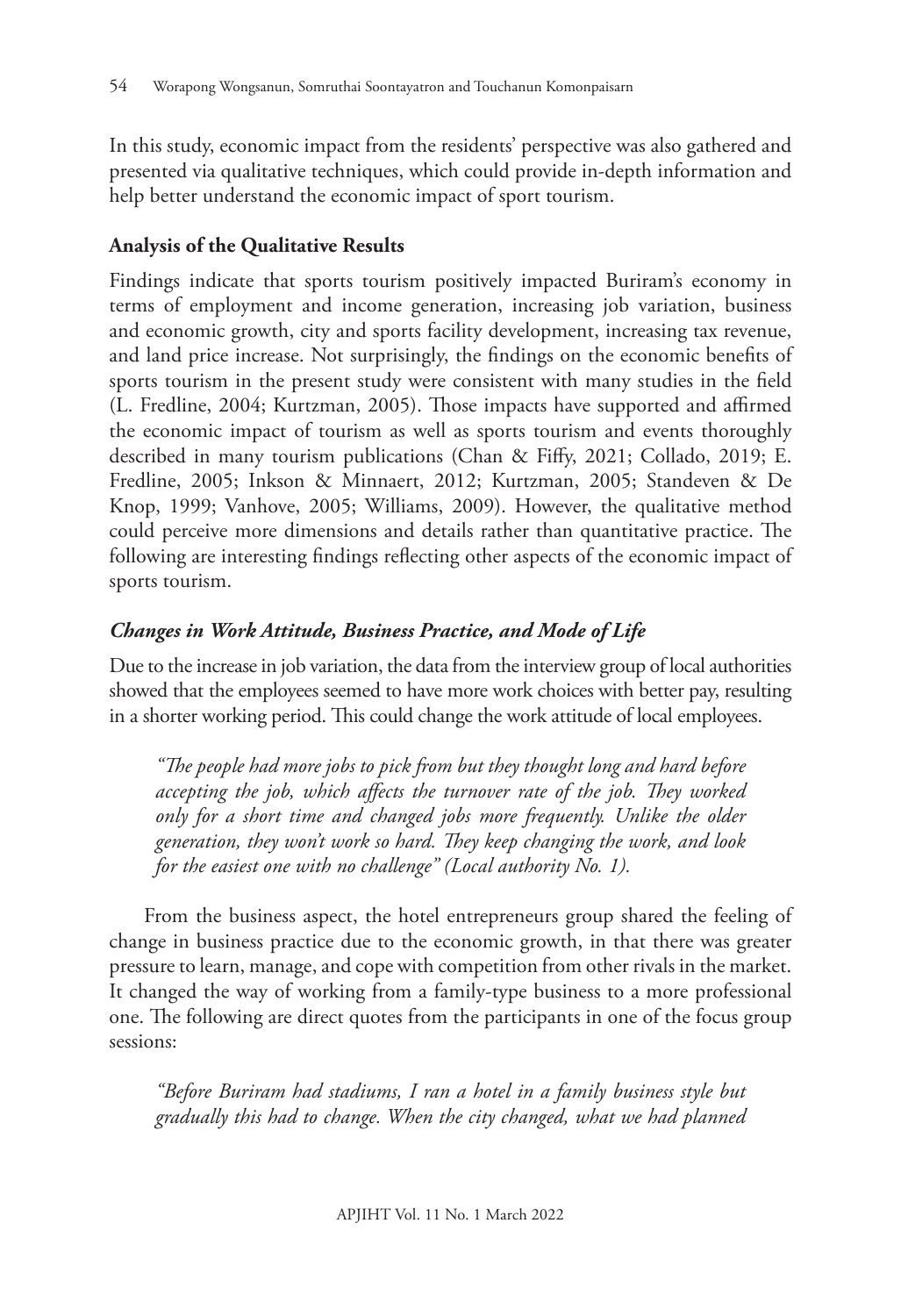In this study, economic impact from the residents' perspective was also gathered and presented via qualitative techniques, which could provide in-depth information and help better understand the economic impact of sport tourism.

### Analysis of the Qualitative Results

Findings indicate that sports tourism positively impacted Buriram's economy in terms of employment and income generation, increasing job variation, business and economic growth, city and sports facility development, increasing tax revenue, and land price increase. Not surprisingly, the findings on the economic benefits of sports tourism in the present study were consistent with many studies in the field (L. Fredline, 2004; Kurtzman, 2005). Those impacts have supported and affirmed the economic impact of tourism as well as sports tourism and events thoroughly described in many tourism publications (Chan & Fiffy, 2021; Collado, 2019; E. Fredline, 2005; Inkson & Minnaert, 2012; Kurtzman, 2005; Standeven & De Knop, 1999; Vanhove, 2005; Williams, 2009). However, the qualitative method could perceive more dimensions and details rather than quantitative practice. The following are interesting findings reflecting other aspects of the economic impact of sports tourism.

#### *Changes in Work Attitude, Business Practice, and Mode of Life*

Due to the increase in job variation, the data from the interview group of local authorities showed that the employees seemed to have more work choices with better pay, resulting in a shorter working period. This could change the work attitude of local employees.

> *"The people had more jobs to pick from but they thought long and hard before accepting the job, which affects the turnover rate of the job. They worked only for a short time and changed jobs more frequently. Unlike the older generation, they won't work so hard. They keep changing the work, and look for the easiest one with no challenge" (Local authority No. 1).*

From the business aspect, the hotel entrepreneurs group shared the feeling of change in business practice due to the economic growth, in that there was greater pressure to learn, manage, and cope with competition from other rivals in the market. It changed the way of working from a family-type business to a more professional one. The following are direct quotes from the participants in one of the focus group sessions:

> *"Before Buriram had stadiums, I ran a hotel in a family business style but gradually this had to change. When the city changed, what we had planned*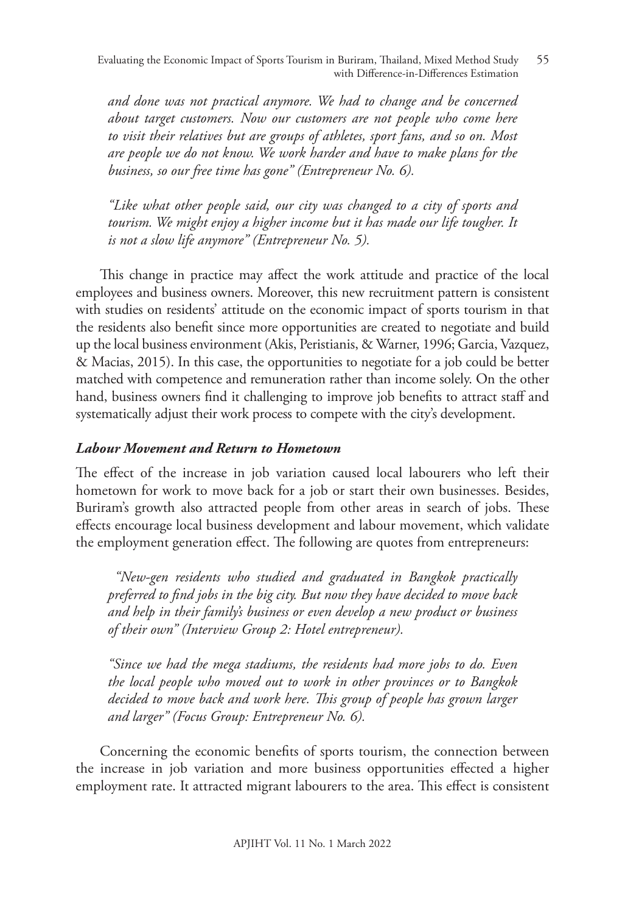*and done was not practical anymore. We had to change and be concerned about target customers. Now our customers are not people who come here to visit their relatives but are groups of athletes, sport fans, and so on. Most are people we do not know. We work harder and have to make plans for the business, so our free time has gone" (Entrepreneur No. 6).*

*"Like what other people said, our city was changed to a city of sports and tourism. We might enjoy a higher income but it has made our life tougher. It is not a slow life anymore" (Entrepreneur No. 5).*

This change in practice may affect the work attitude and practice of the local employees and business owners. Moreover, this new recruitment pattern is consistent with studies on residents' attitude on the economic impact of sports tourism in that the residents also benefit since more opportunities are created to negotiate and build up the local business environment (Akis, Peristianis, & Warner, 1996; Garcia, Vazquez, & Macias, 2015). In this case, the opportunities to negotiate for a job could be better matched with competence and remuneration rather than income solely. On the other hand, business owners find it challenging to improve job benefits to attract staff and systematically adjust their work process to compete with the city's development.

### *Labour Movement and Return to Hometown*

The effect of the increase in job variation caused local labourers who left their hometown for work to move back for a job or start their own businesses. Besides, Buriram's growth also attracted people from other areas in search of jobs. These effects encourage local business development and labour movement, which validate the employment generation effect. The following are quotes from entrepreneurs:

*"New-gen residents who studied and graduated in Bangkok practically preferred to find jobs in the big city. But now they have decided to move back and help in their family's business or even develop a new product or business of their own" (Interview Group 2: Hotel entrepreneur).*

*"Since we had the mega stadiums, the residents had more jobs to do. Even the local people who moved out to work in other provinces or to Bangkok decided to move back and work here. This group of people has grown larger and larger" (Focus Group: Entrepreneur No. 6).*

Concerning the economic benefits of sports tourism, the connection between the increase in job variation and more business opportunities effected a higher employment rate. It attracted migrant labourers to the area. This effect is consistent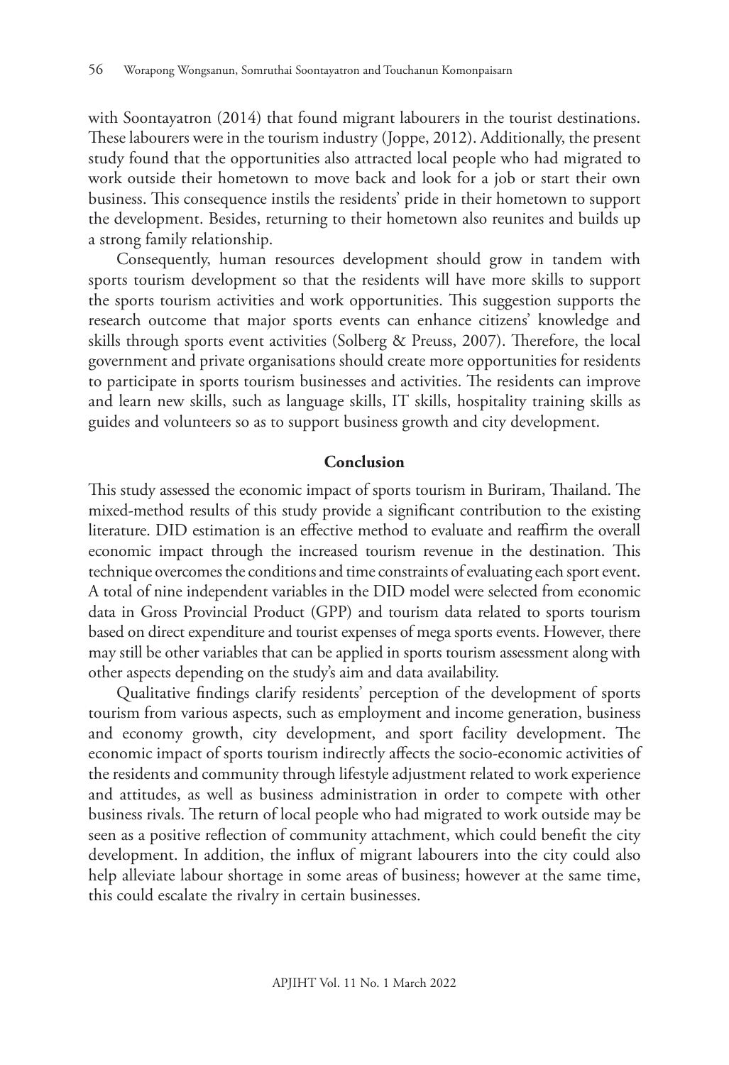with Soontayatron (2014) that found migrant labourers in the tourist destinations. These labourers were in the tourism industry (Joppe, 2012). Additionally, the present study found that the opportunities also attracted local people who had migrated to work outside their hometown to move back and look for a job or start their own business. This consequence instils the residents' pride in their hometown to support the development. Besides, returning to their hometown also reunites and builds up a strong family relationship.

Consequently, human resources development should grow in tandem with sports tourism development so that the residents will have more skills to support the sports tourism activities and work opportunities. This suggestion supports the research outcome that major sports events can enhance citizens' knowledge and skills through sports event activities (Solberg & Preuss, 2007). Therefore, the local government and private organisations should create more opportunities for residents to participate in sports tourism businesses and activities. The residents can improve and learn new skills, such as language skills, IT skills, hospitality training skills as guides and volunteers so as to support business growth and city development.

## Conclusion

This study assessed the economic impact of sports tourism in Buriram, Thailand. The mixed-method results of this study provide a significant contribution to the existing literature. DID estimation is an effective method to evaluate and reaffirm the overall economic impact through the increased tourism revenue in the destination. This technique overcomes the conditions and time constraints of evaluating each sport event. A total of nine independent variables in the DID model were selected from economic data in Gross Provincial Product (GPP) and tourism data related to sports tourism based on direct expenditure and tourist expenses of mega sports events. However, there may still be other variables that can be applied in sports tourism assessment along with other aspects depending on the study's aim and data availability.

Qualitative findings clarify residents' perception of the development of sports tourism from various aspects, such as employment and income generation, business and economy growth, city development, and sport facility development. The economic impact of sports tourism indirectly affects the socio-economic activities of the residents and community through lifestyle adjustment related to work experience and attitudes, as well as business administration in order to compete with other business rivals. The return of local people who had migrated to work outside may be seen as a positive reflection of community attachment, which could benefit the city development. In addition, the influx of migrant labourers into the city could also help alleviate labour shortage in some areas of business; however at the same time, this could escalate the rivalry in certain businesses.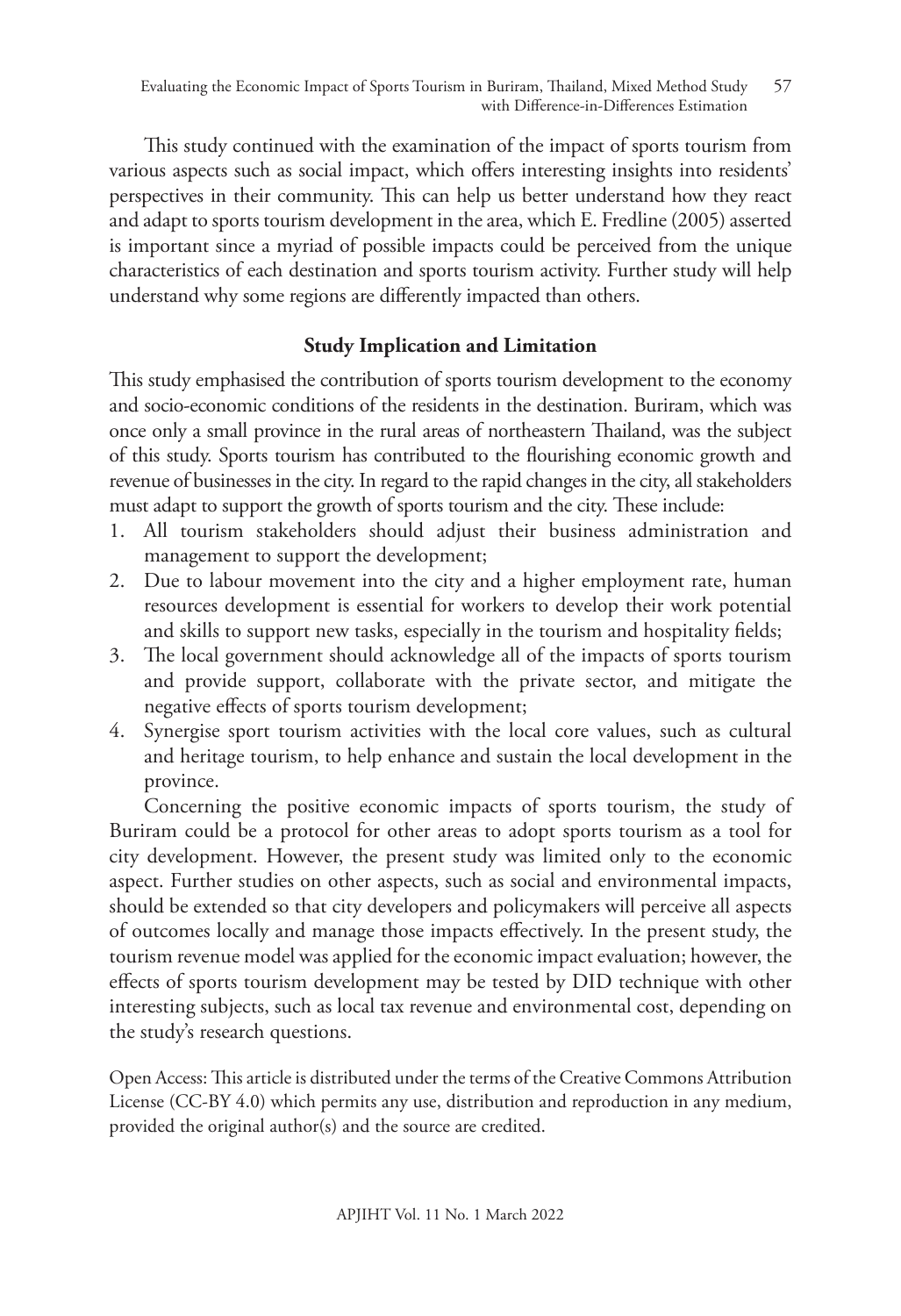This study continued with the examination of the impact of sports tourism from various aspects such as social impact, which offers interesting insights into residents' perspectives in their community. This can help us better understand how they react and adapt to sports tourism development in the area, which E. Fredline (2005) asserted is important since a myriad of possible impacts could be perceived from the unique characteristics of each destination and sports tourism activity. Further study will help understand why some regions are differently impacted than others.

## Study Implication and Limitation

This study emphasised the contribution of sports tourism development to the economy and socio-economic conditions of the residents in the destination. Buriram, which was once only a small province in the rural areas of northeastern Thailand, was the subject of this study. Sports tourism has contributed to the flourishing economic growth and revenue of businesses in the city. In regard to the rapid changes in the city, all stakeholders must adapt to support the growth of sports tourism and the city. These include:

1. All tourism stakeholders should adjust their business administration and management to support the development;
2. Due to labour movement into the city and a higher employment rate, human resources development is essential for workers to develop their work potential and skills to support new tasks, especially in the tourism and hospitality fields;
3. The local government should acknowledge all of the impacts of sports tourism and provide support, collaborate with the private sector, and mitigate the negative effects of sports tourism development;
4. Synergise sport tourism activities with the local core values, such as cultural and heritage tourism, to help enhance and sustain the local development in the province.

Concerning the positive economic impacts of sports tourism, the study of Buriram could be a protocol for other areas to adopt sports tourism as a tool for city development. However, the present study was limited only to the economic aspect. Further studies on other aspects, such as social and environmental impacts, should be extended so that city developers and policymakers will perceive all aspects of outcomes locally and manage those impacts effectively. In the present study, the tourism revenue model was applied for the economic impact evaluation; however, the effects of sports tourism development may be tested by DID technique with other interesting subjects, such as local tax revenue and environmental cost, depending on the study's research questions.

Open Access: This article is distributed under the terms of the Creative Commons Attribution License (CC-BY 4.0) which permits any use, distribution and reproduction in any medium, provided the original author(s) and the source are credited.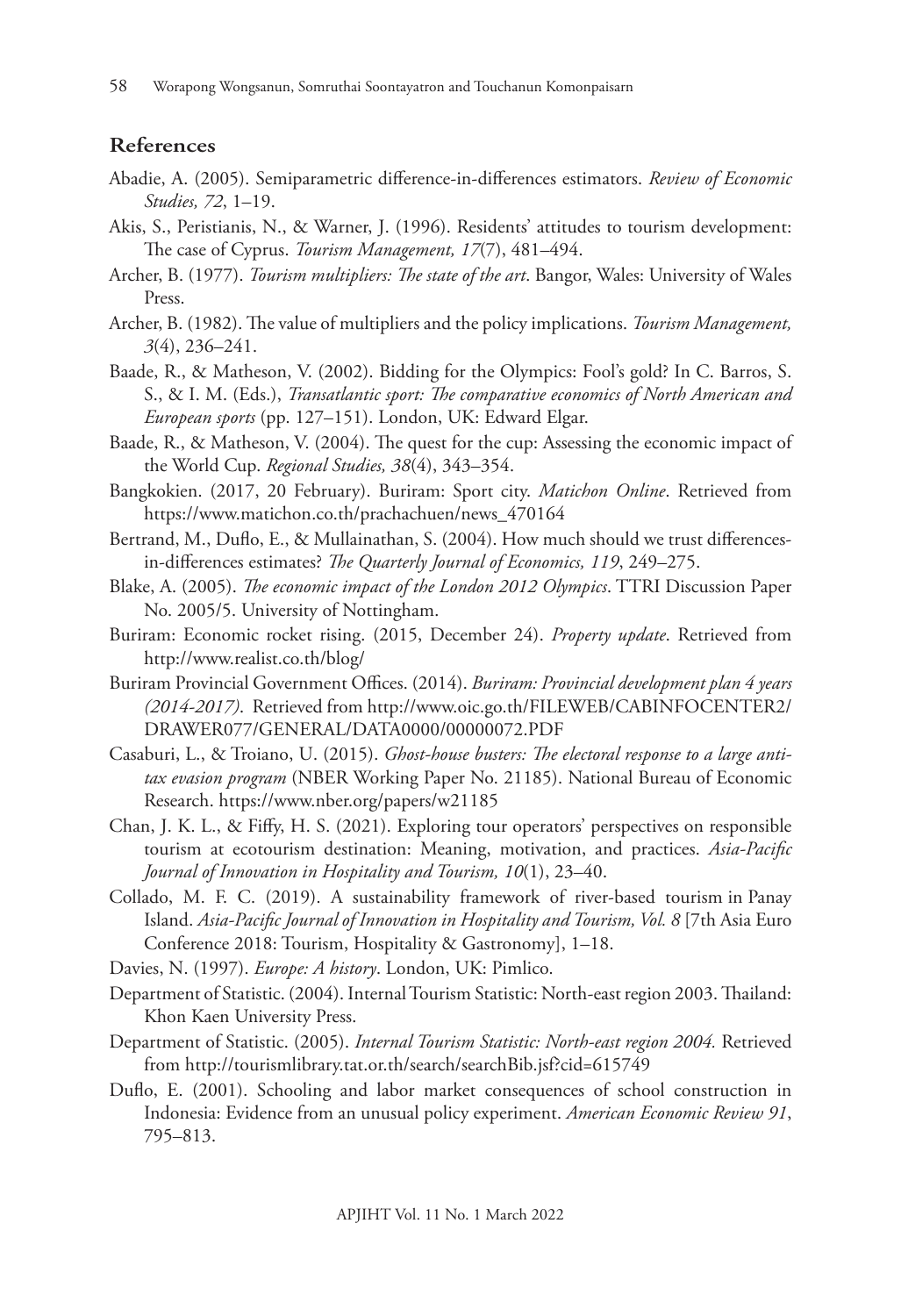## References

Abadie, A. (2005). Semiparametric difference-in-differences estimators. *Review of Economic Studies, 72*, 1–19.

Akis, S., Peristianis, N., & Warner, J. (1996). Residents' attitudes to tourism development: The case of Cyprus. *Tourism Management, 17*(7), 481–494.

Archer, B. (1977). *Tourism multipliers: The state of the art*. Bangor, Wales: University of Wales Press.

Archer, B. (1982). The value of multipliers and the policy implications. *Tourism Management, 3*(4), 236–241.

Baade, R., & Matheson, V. (2002). Bidding for the Olympics: Fool's gold? In C. Barros, S. S., & I. M. (Eds.), *Transatlantic sport: The comparative economics of North American and European sports* (pp. 127–151). London, UK: Edward Elgar.

Baade, R., & Matheson, V. (2004). The quest for the cup: Assessing the economic impact of the World Cup. *Regional Studies, 38*(4), 343–354.

Bangkokien. (2017, 20 February). Buriram: Sport city. *Matichon Online*. Retrieved from https://www.matichon.co.th/prachachuen/news_470164

Bertrand, M., Duflo, E., & Mullainathan, S. (2004). How much should we trust differences-in-differences estimates? *The Quarterly Journal of Economics, 119*, 249–275.

Blake, A. (2005). *The economic impact of the London 2012 Olympics*. TTRI Discussion Paper No. 2005/5. University of Nottingham.

Buriram: Economic rocket rising. (2015, December 24). *Property update*. Retrieved from http://www.realist.co.th/blog/

Buriram Provincial Government Offices. (2014). *Buriram: Provincial development plan 4 years (2014-2017)*. Retrieved from http://www.oic.go.th/FILEWEB/CABINFOCENTER2/DRAWER077/GENERAL/DATA0000/00000072.PDF

Casaburi, L., & Troiano, U. (2015). *Ghost-house busters: The electoral response to a large anti-tax evasion program* (NBER Working Paper No. 21185). National Bureau of Economic Research. https://www.nber.org/papers/w21185

Chan, J. K. L., & Fiffy, H. S. (2021). Exploring tour operators' perspectives on responsible tourism at ecotourism destination: Meaning, motivation, and practices. *Asia-Pacific Journal of Innovation in Hospitality and Tourism, 10*(1), 23–40.

Collado, M. F. C. (2019). A sustainability framework of river-based tourism in Panay Island. *Asia-Pacific Journal of Innovation in Hospitality and Tourism, Vol. 8* [7th Asia Euro Conference 2018: Tourism, Hospitality & Gastronomy], 1–18.

Davies, N. (1997). *Europe: A history*. London, UK: Pimlico.

Department of Statistic. (2004). Internal Tourism Statistic: North-east region 2003. Thailand: Khon Kaen University Press.

Department of Statistic. (2005). *Internal Tourism Statistic: North-east region 2004.* Retrieved from http://tourismlibrary.tat.or.th/search/searchBib.jsf?cid=615749

Duflo, E. (2001). Schooling and labor market consequences of school construction in Indonesia: Evidence from an unusual policy experiment. *American Economic Review 91*, 795–813.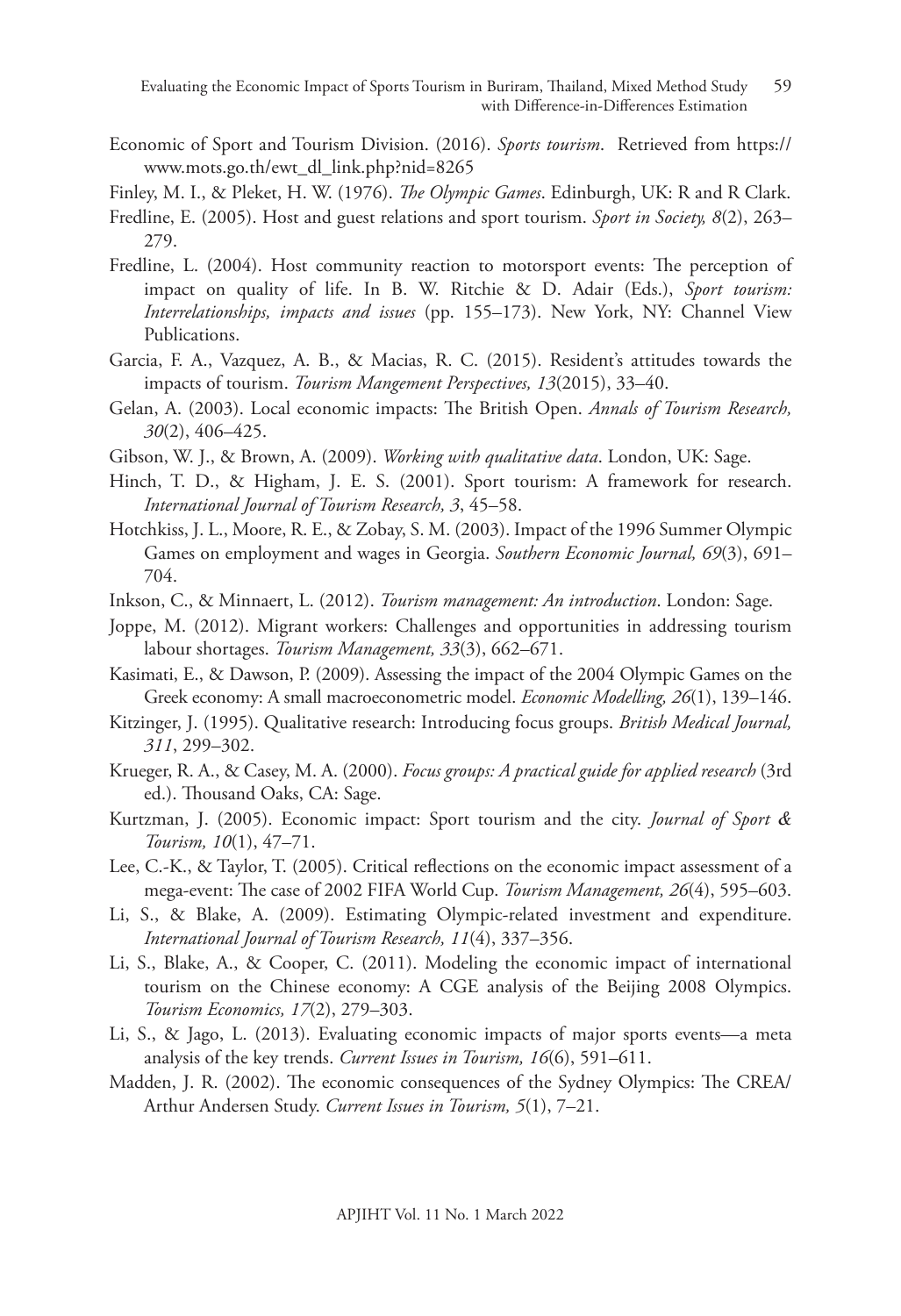Economic of Sport and Tourism Division. (2016). *Sports tourism*. Retrieved from https://www.mots.go.th/ewt_dl_link.php?nid=8265

Finley, M. I., & Pleket, H. W. (1976). *The Olympic Games*. Edinburgh, UK: R and R Clark.

Fredline, E. (2005). Host and guest relations and sport tourism. *Sport in Society, 8*(2), 263–279.

Fredline, L. (2004). Host community reaction to motorsport events: The perception of impact on quality of life. In B. W. Ritchie & D. Adair (Eds.), *Sport tourism: Interrelationships, impacts and issues* (pp. 155–173). New York, NY: Channel View Publications.

Garcia, F. A., Vazquez, A. B., & Macias, R. C. (2015). Resident's attitudes towards the impacts of tourism. *Tourism Mangement Perspectives, 13*(2015), 33–40.

Gelan, A. (2003). Local economic impacts: The British Open. *Annals of Tourism Research, 30*(2), 406–425.

Gibson, W. J., & Brown, A. (2009). *Working with qualitative data*. London, UK: Sage.

Hinch, T. D., & Higham, J. E. S. (2001). Sport tourism: A framework for research. *International Journal of Tourism Research, 3*, 45–58.

Hotchkiss, J. L., Moore, R. E., & Zobay, S. M. (2003). Impact of the 1996 Summer Olympic Games on employment and wages in Georgia. *Southern Economic Journal, 69*(3), 691–704.

Inkson, C., & Minnaert, L. (2012). *Tourism management: An introduction*. London: Sage.

Joppe, M. (2012). Migrant workers: Challenges and opportunities in addressing tourism labour shortages. *Tourism Management, 33*(3), 662–671.

Kasimati, E., & Dawson, P. (2009). Assessing the impact of the 2004 Olympic Games on the Greek economy: A small macroeconometric model. *Economic Modelling, 26*(1), 139–146.

Kitzinger, J. (1995). Qualitative research: Introducing focus groups. *British Medical Journal, 311*, 299–302.

Krueger, R. A., & Casey, M. A. (2000). *Focus groups: A practical guide for applied research* (3rd ed.). Thousand Oaks, CA: Sage.

Kurtzman, J. (2005). Economic impact: Sport tourism and the city. *Journal of Sport & Tourism, 10*(1), 47–71.

Lee, C.-K., & Taylor, T. (2005). Critical reflections on the economic impact assessment of a mega-event: The case of 2002 FIFA World Cup. *Tourism Management, 26*(4), 595–603.

Li, S., & Blake, A. (2009). Estimating Olympic-related investment and expenditure. *International Journal of Tourism Research, 11*(4), 337–356.

Li, S., Blake, A., & Cooper, C. (2011). Modeling the economic impact of international tourism on the Chinese economy: A CGE analysis of the Beijing 2008 Olympics. *Tourism Economics, 17*(2), 279–303.

Li, S., & Jago, L. (2013). Evaluating economic impacts of major sports events—a meta analysis of the key trends. *Current Issues in Tourism, 16*(6), 591–611.

Madden, J. R. (2002). The economic consequences of the Sydney Olympics: The CREA/Arthur Andersen Study. *Current Issues in Tourism, 5*(1), 7–21.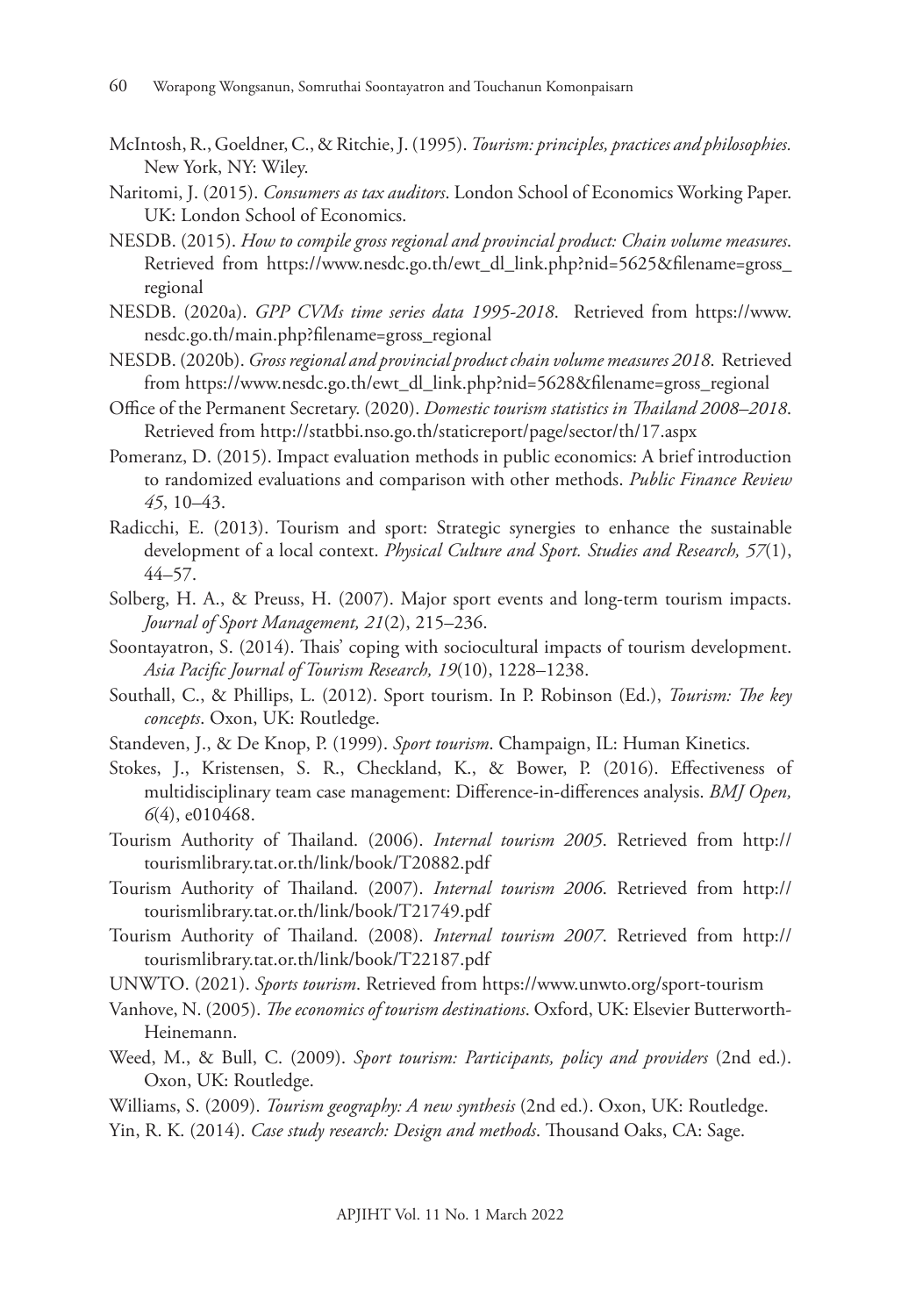McIntosh, R., Goeldner, C., & Ritchie, J. (1995). *Tourism: principles, practices and philosophies.* New York, NY: Wiley.

Naritomi, J. (2015). *Consumers as tax auditors*. London School of Economics Working Paper. UK: London School of Economics.

NESDB. (2015). *How to compile gross regional and provincial product: Chain volume measures*. Retrieved from https://www.nesdc.go.th/ewt_dl_link.php?nid=5625&filename=gross_regional

NESDB. (2020a). *GPP CVMs time series data 1995-2018*. Retrieved from https://www.nesdc.go.th/main.php?filename=gross_regional

NESDB. (2020b). *Gross regional and provincial product chain volume measures 2018*. Retrieved from https://www.nesdc.go.th/ewt_dl_link.php?nid=5628&filename=gross_regional

Office of the Permanent Secretary. (2020). *Domestic tourism statistics in Thailand 2008–2018*. Retrieved from http://statbbi.nso.go.th/staticreport/page/sector/th/17.aspx

Pomeranz, D. (2015). Impact evaluation methods in public economics: A brief introduction to randomized evaluations and comparison with other methods. *Public Finance Review 45*, 10–43.

Radicchi, E. (2013). Tourism and sport: Strategic synergies to enhance the sustainable development of a local context. *Physical Culture and Sport. Studies and Research, 57*(1), 44–57.

Solberg, H. A., & Preuss, H. (2007). Major sport events and long-term tourism impacts. *Journal of Sport Management, 21*(2), 215–236.

Soontayatron, S. (2014). Thais' coping with sociocultural impacts of tourism development. *Asia Pacific Journal of Tourism Research, 19*(10), 1228–1238.

Southall, C., & Phillips, L. (2012). Sport tourism. In P. Robinson (Ed.), *Tourism: The key concepts*. Oxon, UK: Routledge.

Standeven, J., & De Knop, P. (1999). *Sport tourism*. Champaign, IL: Human Kinetics.

Stokes, J., Kristensen, S. R., Checkland, K., & Bower, P. (2016). Effectiveness of multidisciplinary team case management: Difference-in-differences analysis. *BMJ Open, 6*(4), e010468.

Tourism Authority of Thailand. (2006). *Internal tourism 2005*. Retrieved from http://tourismlibrary.tat.or.th/link/book/T20882.pdf

Tourism Authority of Thailand. (2007). *Internal tourism 2006*. Retrieved from http://tourismlibrary.tat.or.th/link/book/T21749.pdf

Tourism Authority of Thailand. (2008). *Internal tourism 2007*. Retrieved from http://tourismlibrary.tat.or.th/link/book/T22187.pdf

UNWTO. (2021). *Sports tourism*. Retrieved from https://www.unwto.org/sport-tourism

Vanhove, N. (2005). *The economics of tourism destinations*. Oxford, UK: Elsevier Butterworth-Heinemann.

Weed, M., & Bull, C. (2009). *Sport tourism: Participants, policy and providers* (2nd ed.). Oxon, UK: Routledge.

Williams, S. (2009). *Tourism geography: A new synthesis* (2nd ed.). Oxon, UK: Routledge.

Yin, R. K. (2014). *Case study research: Design and methods*. Thousand Oaks, CA: Sage.